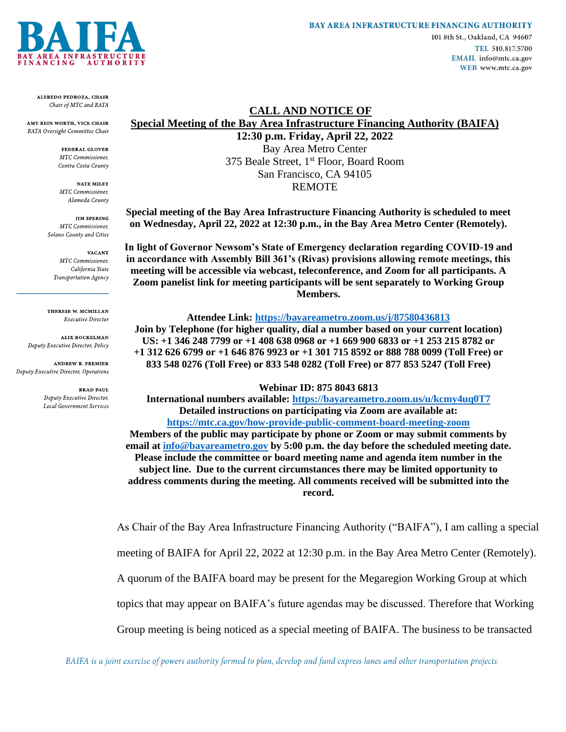BAIFA
BAY AREA INFRASTRUCTURE FINANCING AUTHORITY

**BAY AREA INFRASTRUCTURE FINANCING AUTHORITY**
101 8th St., Oakland, CA 94607
TEL 510.817.5700
EMAIL info@mtc.ca.gov
WEB www.mtc.ca.gov

ALFREDO PEDROZA, CHAIR
*Chair of MTC and BATA*

AMY REIN WORTH, VICE CHAIR
*BATA Oversight Committee Chair*

FEDERAL GLOVER
*MTC Commissioner, Contra Costa County*

NATE MILEY
*MTC Commissioner, Alameda County*

JIM SPERING
*MTC Commissioner, Solano County and Cities*

VACANT
*MTC Commissioner, California State Transportation Agency*

THERESE W. MCMILLAN
*Executive Director*

ALIX BOCKELMAN
*Deputy Executive Director, Policy*

ANDREW B. FREMIER
*Deputy Executive Director, Operations*

BRAD PAUL
*Deputy Executive Director, Local Government Services*

# CALL AND NOTICE OF

## Special Meeting of the Bay Area Infrastructure Financing Authority (BAIFA)

**12:30 p.m. Friday, April 22, 2022**
Bay Area Metro Center
375 Beale Street, 1st Floor, Board Room
San Francisco, CA 94105
REMOTE

**Special meeting of the Bay Area Infrastructure Financing Authority is scheduled to meet on Wednesday, April 22, 2022 at 12:30 p.m., in the Bay Area Metro Center (Remotely).**

**In light of Governor Newsom's State of Emergency declaration regarding COVID-19 and in accordance with Assembly Bill 361's (Rivas) provisions allowing remote meetings, this meeting will be accessible via webcast, teleconference, and Zoom for all participants. A Zoom panelist link for meeting participants will be sent separately to Working Group Members.**

**Attendee Link: https://bayareametro.zoom.us/j/87580436813**
**Join by Telephone (for higher quality, dial a number based on your current location) US: +1 346 248 7799 or +1 408 638 0968 or +1 669 900 6833 or +1 253 215 8782 or +1 312 626 6799 or +1 646 876 9923 or +1 301 715 8592 or 888 788 0099 (Toll Free) or 833 548 0276 (Toll Free) or 833 548 0282 (Toll Free) or 877 853 5247 (Toll Free)**

**Webinar ID: 875 8043 6813**
**International numbers available: https://bayareametro.zoom.us/u/kcmy4uq0T7**
**Detailed instructions on participating via Zoom are available at: https://mtc.ca.gov/how-provide-public-comment-board-meeting-zoom**
**Members of the public may participate by phone or Zoom or may submit comments by email at info@bayareametro.gov by 5:00 p.m. the day before the scheduled meeting date. Please include the committee or board meeting name and agenda item number in the subject line. Due to the current circumstances there may be limited opportunity to address comments during the meeting. All comments received will be submitted into the record.**

As Chair of the Bay Area Infrastructure Financing Authority ("BAIFA"), I am calling a special meeting of BAIFA for April 22, 2022 at 12:30 p.m. in the Bay Area Metro Center (Remotely). A quorum of the BAIFA board may be present for the Megaregion Working Group at which topics that may appear on BAIFA's future agendas may be discussed. Therefore that Working Group meeting is being noticed as a special meeting of BAIFA. The business to be transacted

*BAIFA is a joint exercise of powers authority formed to plan, develop and fund express lanes and other transportation projects.*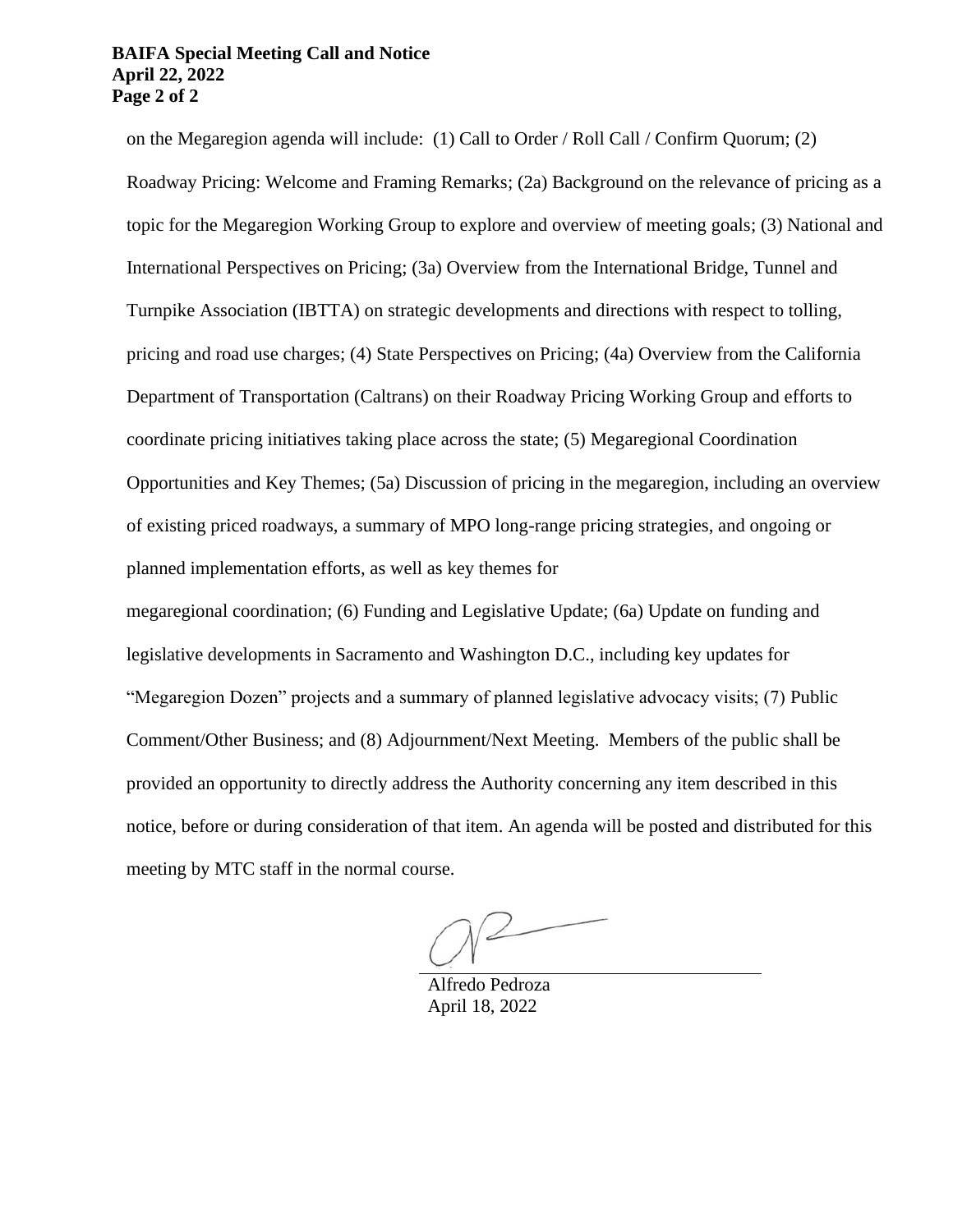on the Megaregion agenda will include: (1) Call to Order / Roll Call / Confirm Quorum; (2) Roadway Pricing: Welcome and Framing Remarks; (2a) Background on the relevance of pricing as a topic for the Megaregion Working Group to explore and overview of meeting goals; (3) National and International Perspectives on Pricing; (3a) Overview from the International Bridge, Tunnel and Turnpike Association (IBTTA) on strategic developments and directions with respect to tolling, pricing and road use charges; (4) State Perspectives on Pricing; (4a) Overview from the California Department of Transportation (Caltrans) on their Roadway Pricing Working Group and efforts to coordinate pricing initiatives taking place across the state; (5) Megaregional Coordination Opportunities and Key Themes; (5a) Discussion of pricing in the megaregion, including an overview of existing priced roadways, a summary of MPO long-range pricing strategies, and ongoing or planned implementation efforts, as well as key themes for megaregional coordination; (6) Funding and Legislative Update; (6a) Update on funding and legislative developments in Sacramento and Washington D.C., including key updates for "Megaregion Dozen" projects and a summary of planned legislative advocacy visits; (7) Public Comment/Other Business; and (8) Adjournment/Next Meeting. Members of the public shall be provided an opportunity to directly address the Authority concerning any item described in this notice, before or during consideration of that item. An agenda will be posted and distributed for this meeting by MTC staff in the normal course.

Alfredo Pedroza
April 18, 2022